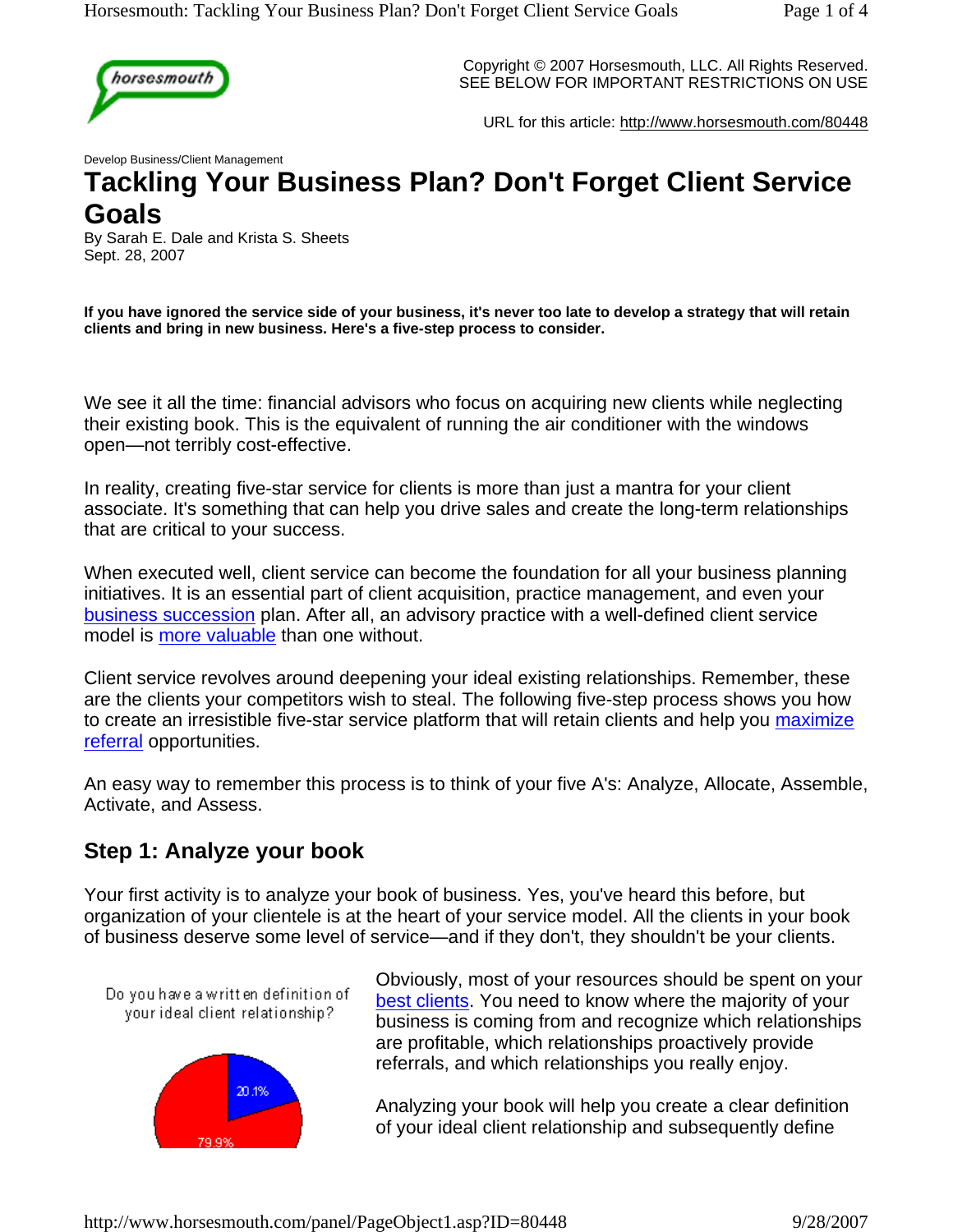Copyright © 2007 Horsesmouth, LLC. All Rights Reserved.
SEE BELOW FOR IMPORTANT RESTRICTIONS ON USE

URL for this article: http://www.horsesmouth.com/80448

Develop Business/Client Management

# Tackling Your Business Plan? Don't Forget Client Service Goals

By Sarah E. Dale and Krista S. Sheets
Sept. 28, 2007

**If you have ignored the service side of your business, it's never too late to develop a strategy that will retain clients and bring in new business. Here's a five-step process to consider.**

We see it all the time: financial advisors who focus on acquiring new clients while neglecting their existing book. This is the equivalent of running the air conditioner with the windows open—not terribly cost-effective.

In reality, creating five-star service for clients is more than just a mantra for your client associate. It's something that can help you drive sales and create the long-term relationships that are critical to your success.

When executed well, client service can become the foundation for all your business planning initiatives. It is an essential part of client acquisition, practice management, and even your business succession plan. After all, an advisory practice with a well-defined client service model is more valuable than one without.

Client service revolves around deepening your ideal existing relationships. Remember, these are the clients your competitors wish to steal. The following five-step process shows you how to create an irresistible five-star service platform that will retain clients and help you maximize referral opportunities.

An easy way to remember this process is to think of your five A's: Analyze, Allocate, Assemble, Activate, and Assess.

## Step 1: Analyze your book

Your first activity is to analyze your book of business. Yes, you've heard this before, but organization of your clientele is at the heart of your service model. All the clients in your book of business deserve some level of service—and if they don't, they shouldn't be your clients.

Do you have a written definition of your ideal client relationship?

20.1%

79.9%

Obviously, most of your resources should be spent on your best clients. You need to know where the majority of your business is coming from and recognize which relationships are profitable, which relationships proactively provide referrals, and which relationships you really enjoy.

Analyzing your book will help you create a clear definition of your ideal client relationship and subsequently define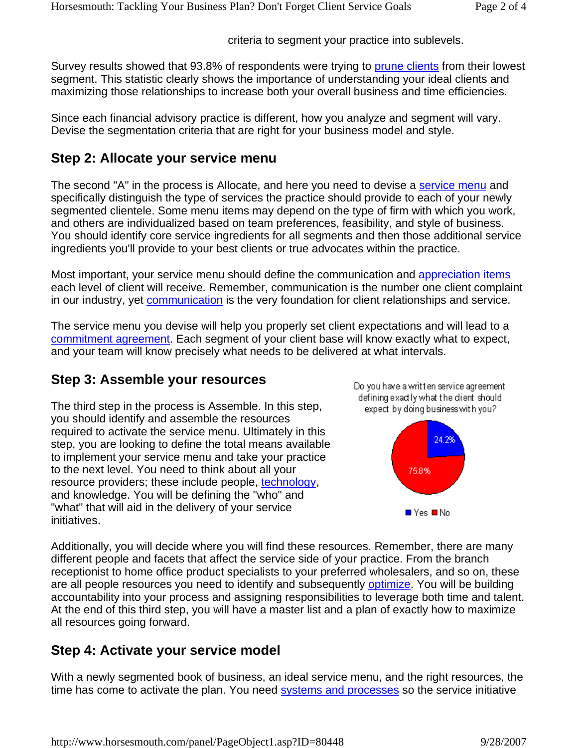criteria to segment your practice into sublevels.

Survey results showed that 93.8% of respondents were trying to prune clients from their lowest segment. This statistic clearly shows the importance of understanding your ideal clients and maximizing those relationships to increase both your overall business and time efficiencies.

Since each financial advisory practice is different, how you analyze and segment will vary. Devise the segmentation criteria that are right for your business model and style.

## Step 2: Allocate your service menu

The second "A" in the process is Allocate, and here you need to devise a service menu and specifically distinguish the type of services the practice should provide to each of your newly segmented clientele. Some menu items may depend on the type of firm with which you work, and others are individualized based on team preferences, feasibility, and style of business. You should identify core service ingredients for all segments and then those additional service ingredients you'll provide to your best clients or true advocates within the practice.

Most important, your service menu should define the communication and appreciation items each level of client will receive. Remember, communication is the number one client complaint in our industry, yet communication is the very foundation for client relationships and service.

The service menu you devise will help you properly set client expectations and will lead to a commitment agreement. Each segment of your client base will know exactly what to expect, and your team will know precisely what needs to be delivered at what intervals.

## Step 3: Assemble your resources

The third step in the process is Assemble. In this step, you should identify and assemble the resources required to activate the service menu. Ultimately in this step, you are looking to define the total means available to implement your service menu and take your practice to the next level. You need to think about all your resource providers; these include people, technology, and knowledge. You will be defining the "who" and "what" that will aid in the delivery of your service initiatives.

Do you have a written service agreement defining exactly what the client should expect by doing business with you?

- Yes: 24.2%
- No: 75.8%

Additionally, you will decide where you will find these resources. Remember, there are many different people and facets that affect the service side of your practice. From the branch receptionist to home office product specialists to your preferred wholesalers, and so on, these are all people resources you need to identify and subsequently optimize. You will be building accountability into your process and assigning responsibilities to leverage both time and talent. At the end of this third step, you will have a master list and a plan of exactly how to maximize all resources going forward.

## Step 4: Activate your service model

With a newly segmented book of business, an ideal service menu, and the right resources, the time has come to activate the plan. You need systems and processes so the service initiative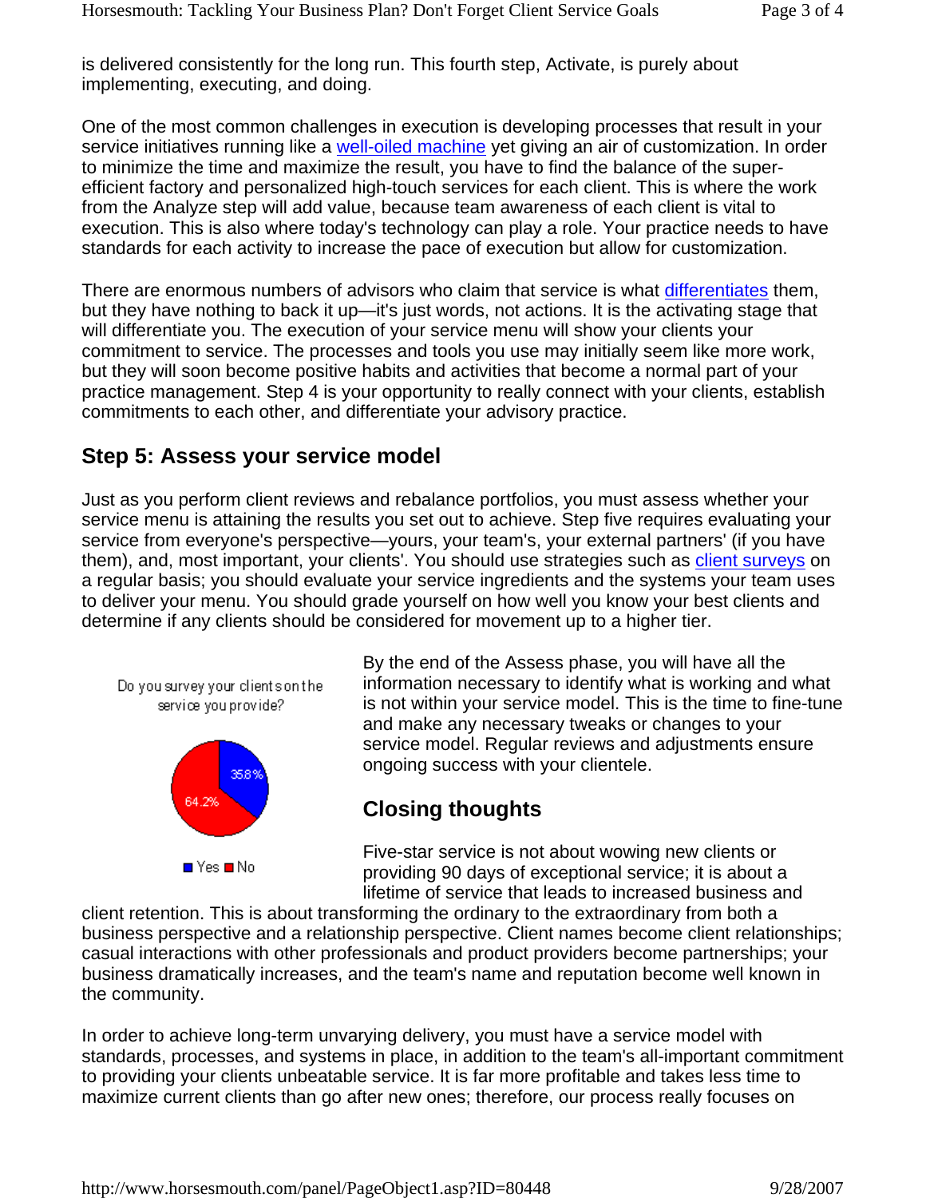is delivered consistently for the long run. This fourth step, Activate, is purely about implementing, executing, and doing.

One of the most common challenges in execution is developing processes that result in your service initiatives running like a well-oiled machine yet giving an air of customization. In order to minimize the time and maximize the result, you have to find the balance of the super-efficient factory and personalized high-touch services for each client. This is where the work from the Analyze step will add value, because team awareness of each client is vital to execution. This is also where today's technology can play a role. Your practice needs to have standards for each activity to increase the pace of execution but allow for customization.

There are enormous numbers of advisors who claim that service is what differentiates them, but they have nothing to back it up—it's just words, not actions. It is the activating stage that will differentiate you. The execution of your service menu will show your clients your commitment to service. The processes and tools you use may initially seem like more work, but they will soon become positive habits and activities that become a normal part of your practice management. Step 4 is your opportunity to really connect with your clients, establish commitments to each other, and differentiate your advisory practice.

## Step 5: Assess your service model

Just as you perform client reviews and rebalance portfolios, you must assess whether your service menu is attaining the results you set out to achieve. Step five requires evaluating your service from everyone's perspective—yours, your team's, your external partners' (if you have them), and, most important, your clients'. You should use strategies such as client surveys on a regular basis; you should evaluate your service ingredients and the systems your team uses to deliver your menu. You should grade yourself on how well you know your best clients and determine if any clients should be considered for movement up to a higher tier.

Do you survey your clients on the service you provide?

| Response | Percentage |
| --- | --- |
| Yes | 35.8% |
| No | 64.2% |

By the end of the Assess phase, you will have all the information necessary to identify what is working and what is not within your service model. This is the time to fine-tune and make any necessary tweaks or changes to your service model. Regular reviews and adjustments ensure ongoing success with your clientele.

## Closing thoughts

Five-star service is not about wowing new clients or providing 90 days of exceptional service; it is about a lifetime of service that leads to increased business and client retention. This is about transforming the ordinary to the extraordinary from both a business perspective and a relationship perspective. Client names become client relationships; casual interactions with other professionals and product providers become partnerships; your business dramatically increases, and the team's name and reputation become well known in the community.

In order to achieve long-term unvarying delivery, you must have a service model with standards, processes, and systems in place, in addition to the team's all-important commitment to providing your clients unbeatable service. It is far more profitable and takes less time to maximize current clients than go after new ones; therefore, our process really focuses on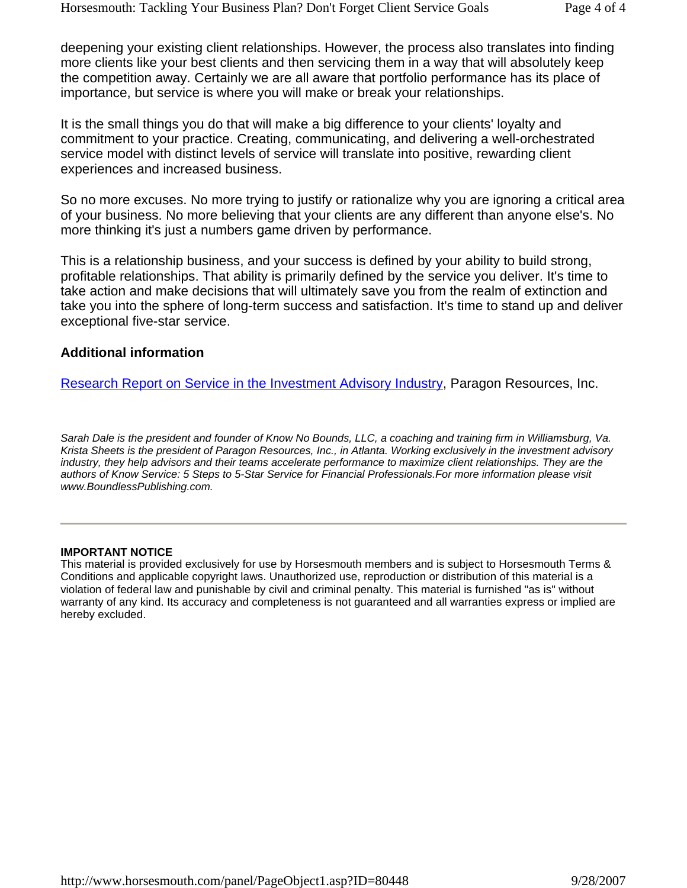deepening your existing client relationships. However, the process also translates into finding more clients like your best clients and then servicing them in a way that will absolutely keep the competition away. Certainly we are all aware that portfolio performance has its place of importance, but service is where you will make or break your relationships.

It is the small things you do that will make a big difference to your clients' loyalty and commitment to your practice. Creating, communicating, and delivering a well-orchestrated service model with distinct levels of service will translate into positive, rewarding client experiences and increased business.

So no more excuses. No more trying to justify or rationalize why you are ignoring a critical area of your business. No more believing that your clients are any different than anyone else's. No more thinking it's just a numbers game driven by performance.

This is a relationship business, and your success is defined by your ability to build strong, profitable relationships. That ability is primarily defined by the service you deliver. It's time to take action and make decisions that will ultimately save you from the realm of extinction and take you into the sphere of long-term success and satisfaction. It's time to stand up and deliver exceptional five-star service.

### Additional information

Research Report on Service in the Investment Advisory Industry, Paragon Resources, Inc.

*Sarah Dale is the president and founder of Know No Bounds, LLC, a coaching and training firm in Williamsburg, Va. Krista Sheets is the president of Paragon Resources, Inc., in Atlanta. Working exclusively in the investment advisory industry, they help advisors and their teams accelerate performance to maximize client relationships. They are the authors of Know Service: 5 Steps to 5-Star Service for Financial Professionals.For more information please visit www.BoundlessPublishing.com.*

---

**IMPORTANT NOTICE**
This material is provided exclusively for use by Horsesmouth members and is subject to Horsesmouth Terms & Conditions and applicable copyright laws. Unauthorized use, reproduction or distribution of this material is a violation of federal law and punishable by civil and criminal penalty. This material is furnished "as is" without warranty of any kind. Its accuracy and completeness is not guaranteed and all warranties express or implied are hereby excluded.